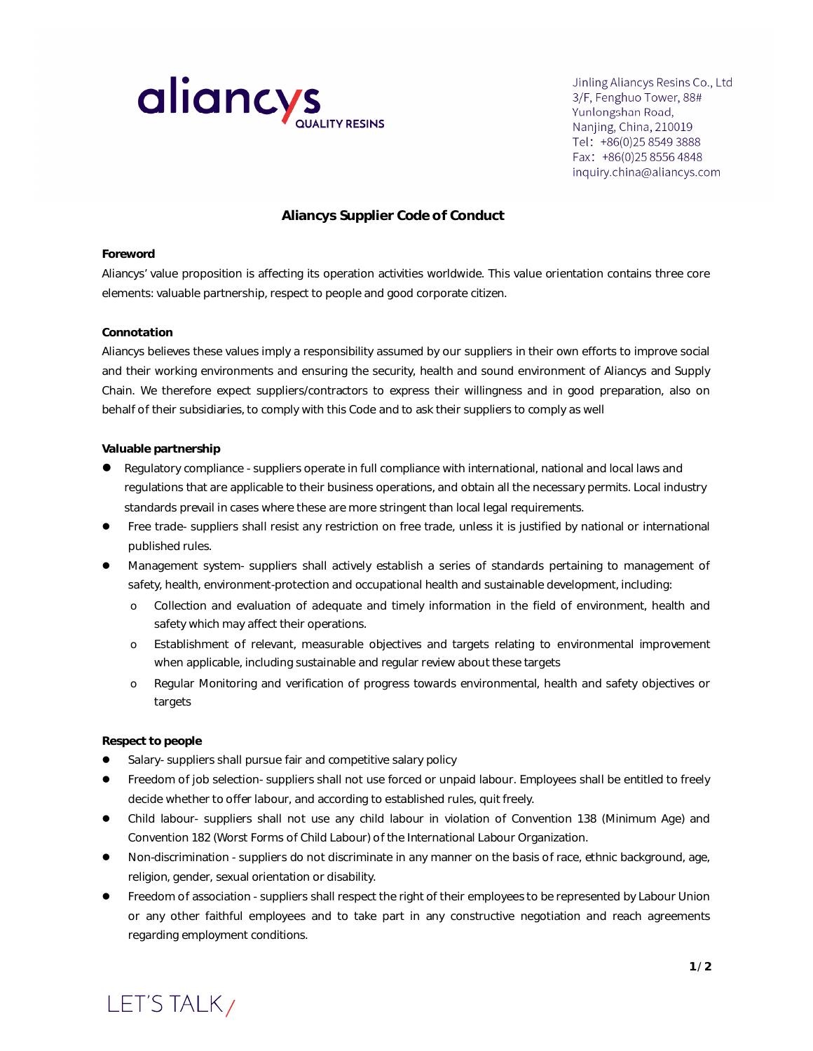aliancys QUALITY RESINS

Jinling Aliancys Resins Co., Ltd
3/F, Fenghuo Tower, 88#
Yunlongshan Road,
Nanjing, China, 210019
Tel：+86(0)25 8549 3888
Fax：+86(0)25 8556 4848
inquiry.china@aliancys.com

# Aliancys Supplier Code of Conduct

**Foreword**

Aliancys' value proposition is affecting its operation activities worldwide. This value orientation contains three core elements: valuable partnership, respect to people and good corporate citizen.

**Connotation**

Aliancys believes these values imply a responsibility assumed by our suppliers in their own efforts to improve social and their working environments and ensuring the security, health and sound environment of Aliancys and Supply Chain. We therefore expect suppliers/contractors to express their willingness and in good preparation, also on behalf of their subsidiaries, to comply with this Code and to ask their suppliers to comply as well

**Valuable partnership**

- Regulatory compliance - suppliers operate in full compliance with international, national and local laws and regulations that are applicable to their business operations, and obtain all the necessary permits. Local industry standards prevail in cases where these are more stringent than local legal requirements.
- Free trade- suppliers shall resist any restriction on free trade, unless it is justified by national or international published rules.
- Management system- suppliers shall actively establish a series of standards pertaining to management of safety, health, environment-protection and occupational health and sustainable development, including:
  - Collection and evaluation of adequate and timely information in the field of environment, health and safety which may affect their operations.
  - Establishment of relevant, measurable objectives and targets relating to environmental improvement when applicable, including sustainable and regular review about these targets
  - Regular Monitoring and verification of progress towards environmental, health and safety objectives or targets

**Respect to people**

- Salary- suppliers shall pursue fair and competitive salary policy
- Freedom of job selection- suppliers shall not use forced or unpaid labour. Employees shall be entitled to freely decide whether to offer labour, and according to established rules, quit freely.
- Child labour- suppliers shall not use any child labour in violation of Convention 138 (Minimum Age) and Convention 182 (Worst Forms of Child Labour) of the International Labour Organization.
- Non-discrimination - suppliers do not discriminate in any manner on the basis of race, ethnic background, age, religion, gender, sexual orientation or disability.
- Freedom of association - suppliers shall respect the right of their employees to be represented by Labour Union or any other faithful employees and to take part in any constructive negotiation and reach agreements regarding employment conditions.

LET'S TALK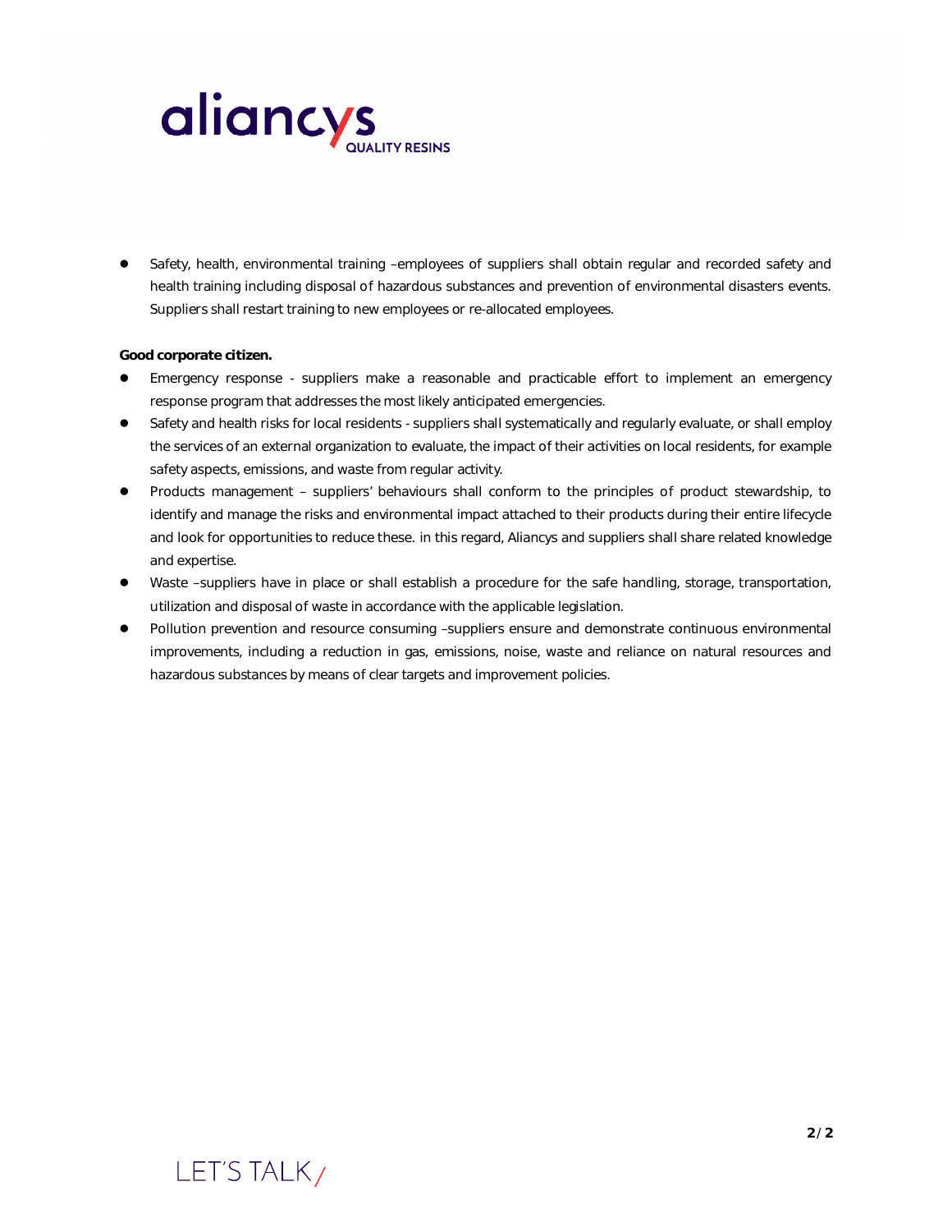- Safety, health, environmental training –employees of suppliers shall obtain regular and recorded safety and health training including disposal of hazardous substances and prevention of environmental disasters events. Suppliers shall restart training to new employees or re-allocated employees.

**Good corporate citizen.**

- Emergency response - suppliers make a reasonable and practicable effort to implement an emergency response program that addresses the most likely anticipated emergencies.
- Safety and health risks for local residents - suppliers shall systematically and regularly evaluate, or shall employ the services of an external organization to evaluate, the impact of their activities on local residents, for example safety aspects, emissions, and waste from regular activity.
- Products management – suppliers' behaviours shall conform to the principles of product stewardship, to identify and manage the risks and environmental impact attached to their products during their entire lifecycle and look for opportunities to reduce these. in this regard, Aliancys and suppliers shall share related knowledge and expertise.
- Waste –suppliers have in place or shall establish a procedure for the safe handling, storage, transportation, utilization and disposal of waste in accordance with the applicable legislation.
- Pollution prevention and resource consuming –suppliers ensure and demonstrate continuous environmental improvements, including a reduction in gas, emissions, noise, waste and reliance on natural resources and hazardous substances by means of clear targets and improvement policies.